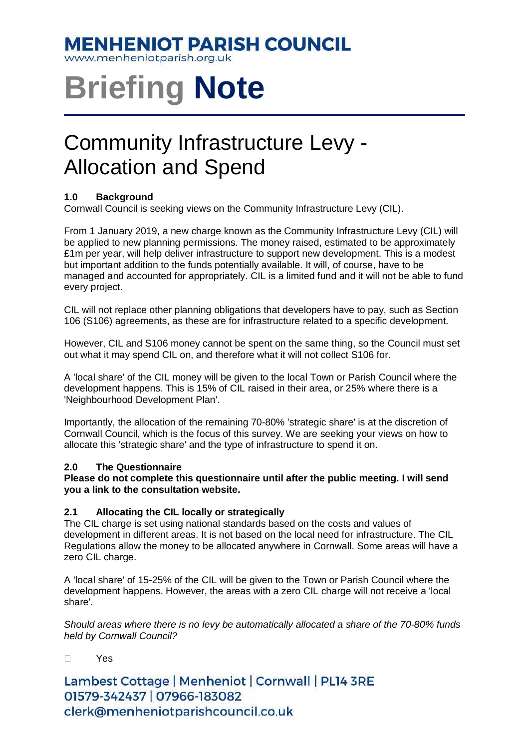# MENHENIOT PARISH COUNCIL

www.menheniotparish.org.uk

# Briefing Note

## Community Infrastructure Levy - Allocation and Spend

### 1.0 Background

Cornwall Council is seeking views on the Community Infrastructure Levy (CIL).

From 1 January 2019, a new charge known as the Community Infrastructure Levy (CIL) will be applied to new planning permissions. The money raised, estimated to be approximately £1m per year, will help deliver infrastructure to support new development. This is a modest but important addition to the funds potentially available. It will, of course, have to be managed and accounted for appropriately. CIL is a limited fund and it will not be able to fund every project.

CIL will not replace other planning obligations that developers have to pay, such as Section 106 (S106) agreements, as these are for infrastructure related to a specific development.

However, CIL and S106 money cannot be spent on the same thing, so the Council must set out what it may spend CIL on, and therefore what it will not collect S106 for.

A 'local share' of the CIL money will be given to the local Town or Parish Council where the development happens. This is 15% of CIL raised in their area, or 25% where there is a 'Neighbourhood Development Plan'.

Importantly, the allocation of the remaining 70-80% 'strategic share' is at the discretion of Cornwall Council, which is the focus of this survey. We are seeking your views on how to allocate this 'strategic share' and the type of infrastructure to spend it on.

### 2.0 The Questionnaire

**Please do not complete this questionnaire until after the public meeting. I will send you a link to the consultation website.**

### 2.1 Allocating the CIL locally or strategically

The CIL charge is set using national standards based on the costs and values of development in different areas. It is not based on the local need for infrastructure. The CIL Regulations allow the money to be allocated anywhere in Cornwall. Some areas will have a zero CIL charge.

A 'local share' of 15-25% of the CIL will be given to the Town or Parish Council where the development happens. However, the areas with a zero CIL charge will not receive a 'local share'.

*Should areas where there is no levy be automatically allocated a share of the 70-80% funds held by Cornwall Council?*

- [ ] Yes

Lambest Cottage | Menheniot | Cornwall | PL14 3RE
01579-342437 | 07966-183082
clerk@menheniotparishcouncil.co.uk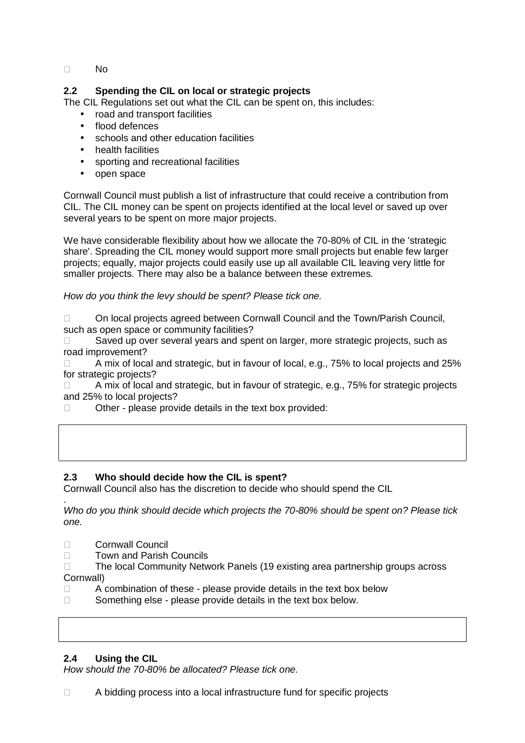☐ No

### 2.2 Spending the CIL on local or strategic projects

The CIL Regulations set out what the CIL can be spent on, this includes:

- road and transport facilities
- flood defences
- schools and other education facilities
- health facilities
- sporting and recreational facilities
- open space

Cornwall Council must publish a list of infrastructure that could receive a contribution from CIL. The CIL money can be spent on projects identified at the local level or saved up over several years to be spent on more major projects.

We have considerable flexibility about how we allocate the 70-80% of CIL in the 'strategic share'. Spreading the CIL money would support more small projects but enable few larger projects; equally, major projects could easily use up all available CIL leaving very little for smaller projects. There may also be a balance between these extremes.

*How do you think the levy should be spent? Please tick one.*

☐ On local projects agreed between Cornwall Council and the Town/Parish Council, such as open space or community facilities?

☐ Saved up over several years and spent on larger, more strategic projects, such as road improvement?

☐ A mix of local and strategic, but in favour of local, e.g., 75% to local projects and 25% for strategic projects?

☐ A mix of local and strategic, but in favour of strategic, e.g., 75% for strategic projects and 25% to local projects?

☐ Other - please provide details in the text box provided:

### 2.3 Who should decide how the CIL is spent?

Cornwall Council also has the discretion to decide who should spend the CIL

.

*Who do you think should decide which projects the 70-80% should be spent on? Please tick one.*

☐ Cornwall Council

☐ Town and Parish Councils

☐ The local Community Network Panels (19 existing area partnership groups across Cornwall)

☐ A combination of these - please provide details in the text box below

☐ Something else - please provide details in the text box below.

### 2.4 Using the CIL

*How should the 70-80% be allocated? Please tick one.*

☐ A bidding process into a local infrastructure fund for specific projects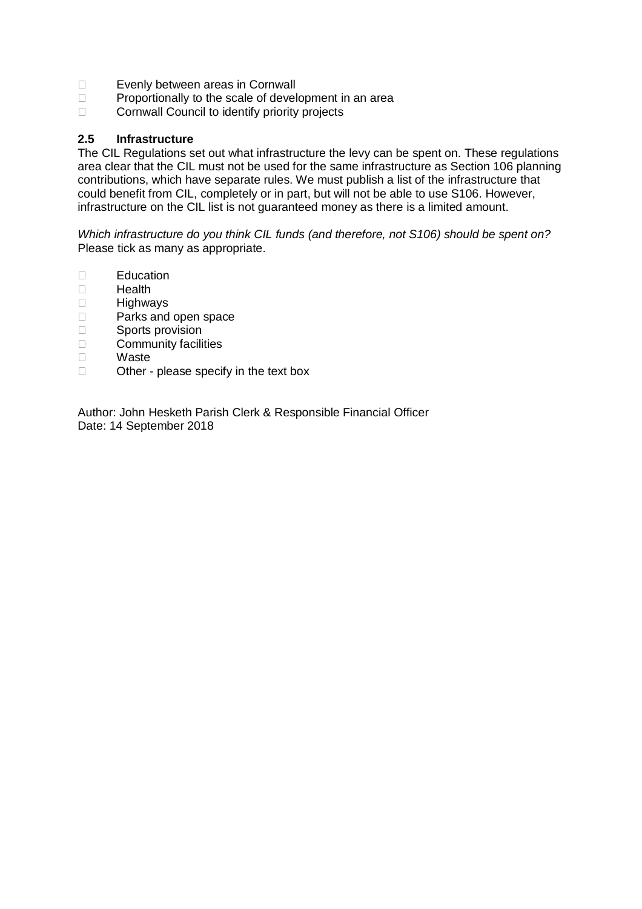- ☐ Evenly between areas in Cornwall
- ☐ Proportionally to the scale of development in an area
- ☐ Cornwall Council to identify priority projects

### 2.5 Infrastructure

The CIL Regulations set out what infrastructure the levy can be spent on. These regulations area clear that the CIL must not be used for the same infrastructure as Section 106 planning contributions, which have separate rules. We must publish a list of the infrastructure that could benefit from CIL, completely or in part, but will not be able to use S106. However, infrastructure on the CIL list is not guaranteed money as there is a limited amount.

*Which infrastructure do you think CIL funds (and therefore, not S106) should be spent on?* Please tick as many as appropriate.

- ☐ Education
- ☐ Health
- ☐ Highways
- ☐ Parks and open space
- ☐ Sports provision
- ☐ Community facilities
- ☐ Waste
- ☐ Other - please specify in the text box

Author: John Hesketh Parish Clerk & Responsible Financial Officer
Date: 14 September 2018